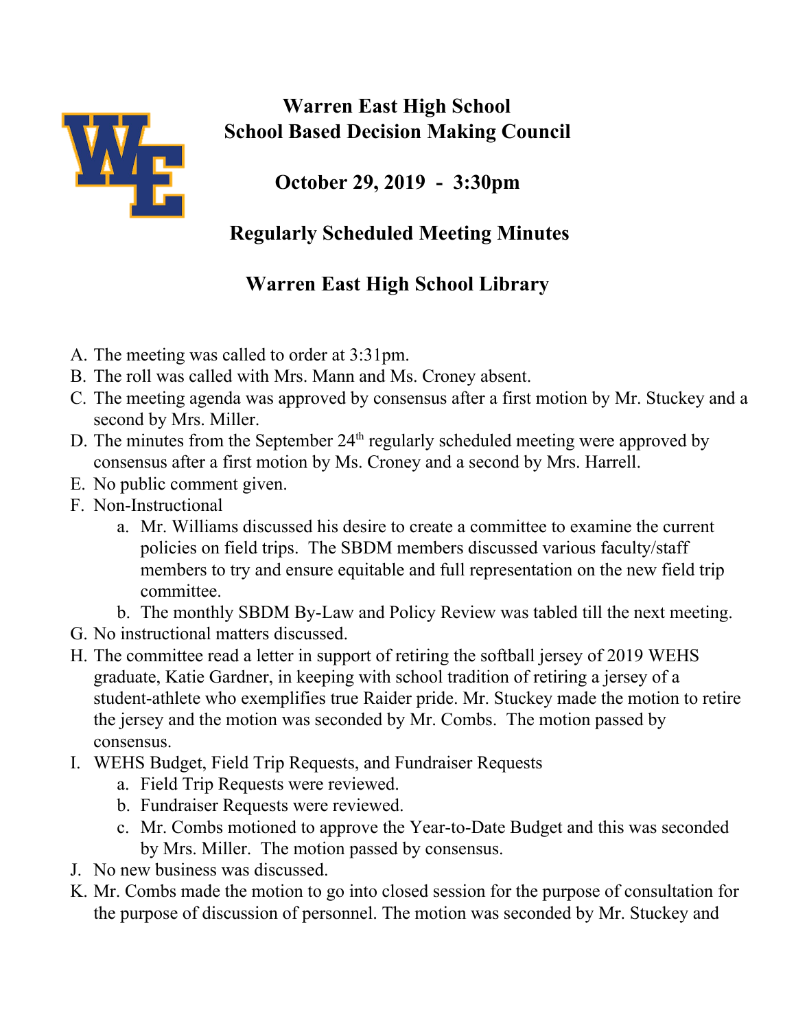# Warren East High School
# School Based Decision Making Council

## October 29, 2019 - 3:30pm

## Regularly Scheduled Meeting Minutes

## Warren East High School Library

A. The meeting was called to order at 3:31pm.
B. The roll was called with Mrs. Mann and Ms. Croney absent.
C. The meeting agenda was approved by consensus after a first motion by Mr. Stuckey and a second by Mrs. Miller.
D. The minutes from the September 24th regularly scheduled meeting were approved by consensus after a first motion by Ms. Croney and a second by Mrs. Harrell.
E. No public comment given.
F. Non-Instructional
   a. Mr. Williams discussed his desire to create a committee to examine the current policies on field trips. The SBDM members discussed various faculty/staff members to try and ensure equitable and full representation on the new field trip committee.
   b. The monthly SBDM By-Law and Policy Review was tabled till the next meeting.
G. No instructional matters discussed.
H. The committee read a letter in support of retiring the softball jersey of 2019 WEHS graduate, Katie Gardner, in keeping with school tradition of retiring a jersey of a student-athlete who exemplifies true Raider pride. Mr. Stuckey made the motion to retire the jersey and the motion was seconded by Mr. Combs. The motion passed by consensus.
I. WEHS Budget, Field Trip Requests, and Fundraiser Requests
   a. Field Trip Requests were reviewed.
   b. Fundraiser Requests were reviewed.
   c. Mr. Combs motioned to approve the Year-to-Date Budget and this was seconded by Mrs. Miller. The motion passed by consensus.
J. No new business was discussed.
K. Mr. Combs made the motion to go into closed session for the purpose of consultation for the purpose of discussion of personnel. The motion was seconded by Mr. Stuckey and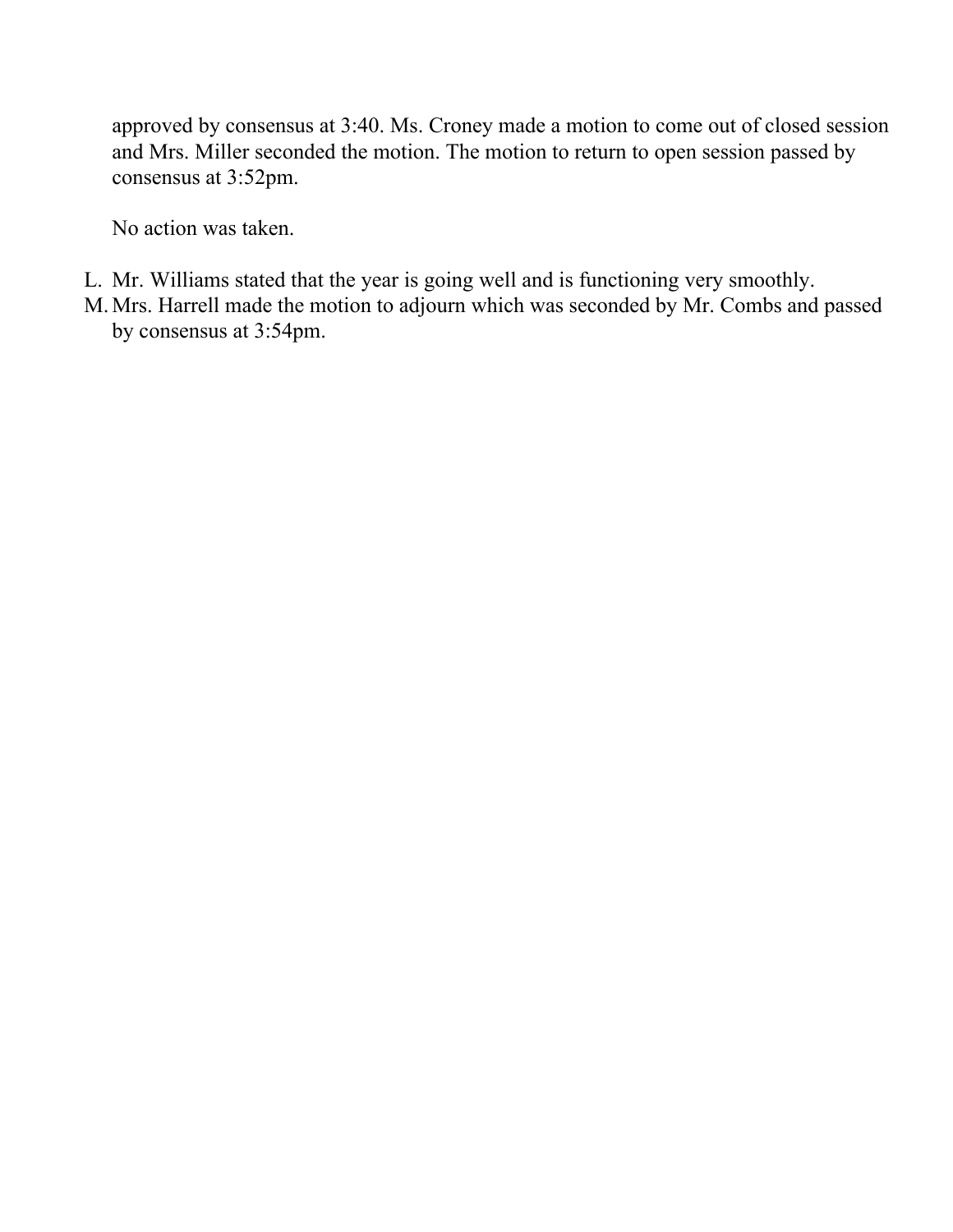approved by consensus at 3:40. Ms. Croney made a motion to come out of closed session and Mrs. Miller seconded the motion. The motion to return to open session passed by consensus at 3:52pm.

No action was taken.

L. Mr. Williams stated that the year is going well and is functioning very smoothly.
M. Mrs. Harrell made the motion to adjourn which was seconded by Mr. Combs and passed by consensus at 3:54pm.